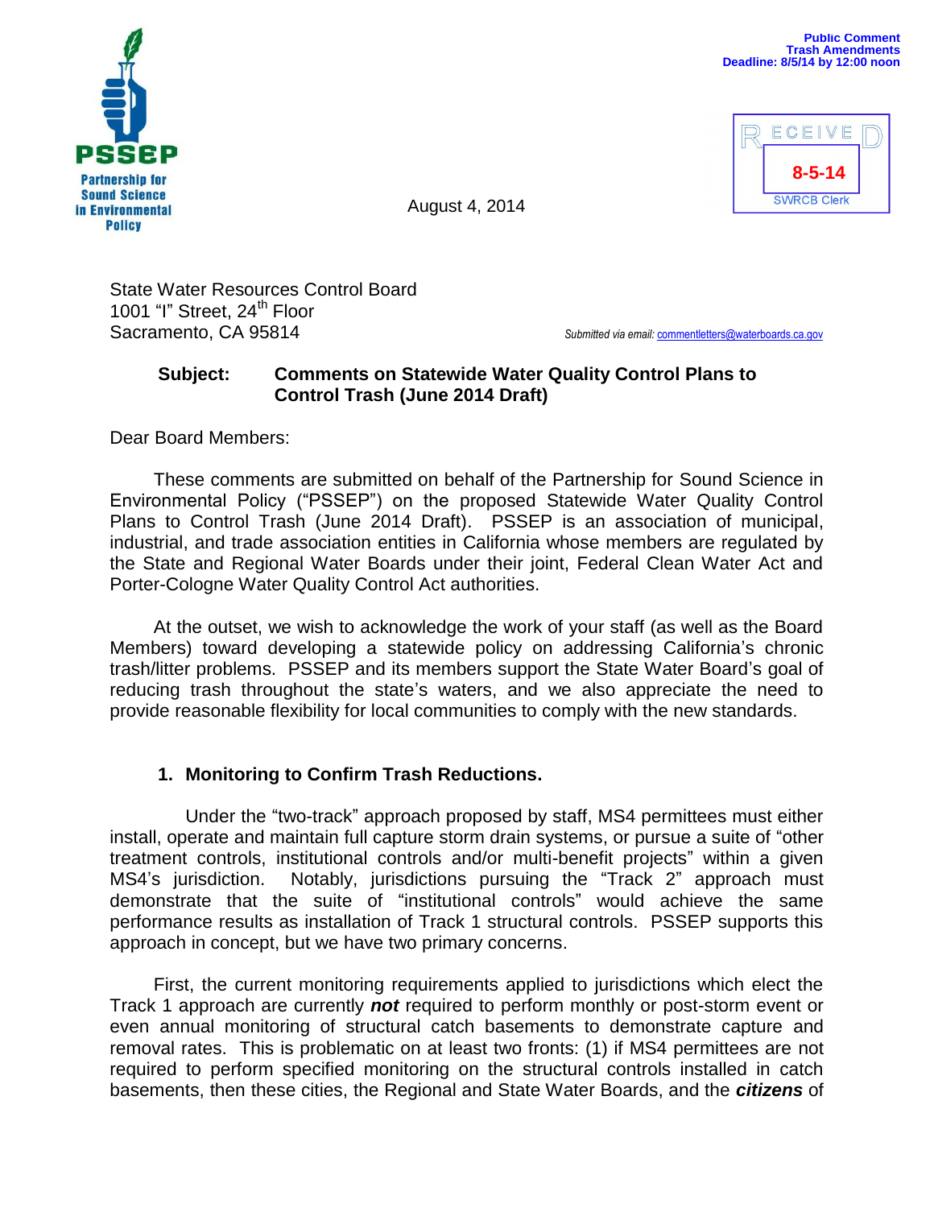PSSEP
Partnership for Sound Science in Environmental Policy

Public Comment
Trash Amendments
Deadline: 8/5/14 by 12:00 noon

RECEIVED
8-5-14
SWRCB Clerk

August 4, 2014

State Water Resources Control Board
1001 "I" Street, 24th Floor
Sacramento, CA 95814

*Submitted via email: commentletters@waterboards.ca.gov*

**Subject: Comments on Statewide Water Quality Control Plans to Control Trash (June 2014 Draft)**

Dear Board Members:

These comments are submitted on behalf of the Partnership for Sound Science in Environmental Policy ("PSSEP") on the proposed Statewide Water Quality Control Plans to Control Trash (June 2014 Draft). PSSEP is an association of municipal, industrial, and trade association entities in California whose members are regulated by the State and Regional Water Boards under their joint, Federal Clean Water Act and Porter-Cologne Water Quality Control Act authorities.

At the outset, we wish to acknowledge the work of your staff (as well as the Board Members) toward developing a statewide policy on addressing California's chronic trash/litter problems. PSSEP and its members support the State Water Board's goal of reducing trash throughout the state's waters, and we also appreciate the need to provide reasonable flexibility for local communities to comply with the new standards.

## 1. Monitoring to Confirm Trash Reductions.

Under the "two-track" approach proposed by staff, MS4 permittees must either install, operate and maintain full capture storm drain systems, or pursue a suite of "other treatment controls, institutional controls and/or multi-benefit projects" within a given MS4's jurisdiction. Notably, jurisdictions pursuing the "Track 2" approach must demonstrate that the suite of "institutional controls" would achieve the same performance results as installation of Track 1 structural controls. PSSEP supports this approach in concept, but we have two primary concerns.

First, the current monitoring requirements applied to jurisdictions which elect the Track 1 approach are currently ***not*** required to perform monthly or post-storm event or even annual monitoring of structural catch basements to demonstrate capture and removal rates. This is problematic on at least two fronts: (1) if MS4 permittees are not required to perform specified monitoring on the structural controls installed in catch basements, then these cities, the Regional and State Water Boards, and the ***citizens*** of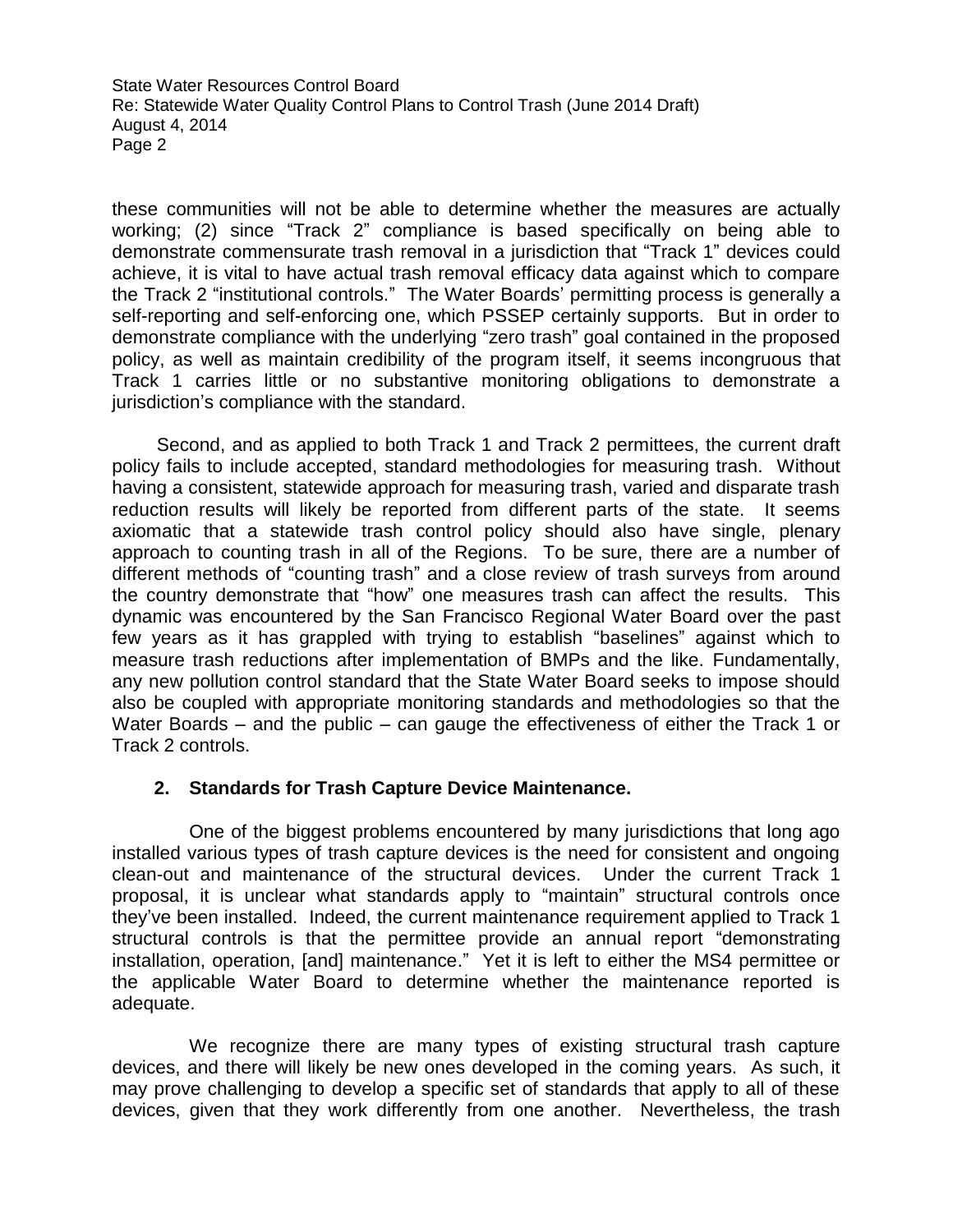these communities will not be able to determine whether the measures are actually working; (2) since "Track 2" compliance is based specifically on being able to demonstrate commensurate trash removal in a jurisdiction that "Track 1" devices could achieve, it is vital to have actual trash removal efficacy data against which to compare the Track 2 "institutional controls." The Water Boards' permitting process is generally a self-reporting and self-enforcing one, which PSSEP certainly supports. But in order to demonstrate compliance with the underlying "zero trash" goal contained in the proposed policy, as well as maintain credibility of the program itself, it seems incongruous that Track 1 carries little or no substantive monitoring obligations to demonstrate a jurisdiction's compliance with the standard.

Second, and as applied to both Track 1 and Track 2 permittees, the current draft policy fails to include accepted, standard methodologies for measuring trash. Without having a consistent, statewide approach for measuring trash, varied and disparate trash reduction results will likely be reported from different parts of the state. It seems axiomatic that a statewide trash control policy should also have single, plenary approach to counting trash in all of the Regions. To be sure, there are a number of different methods of "counting trash" and a close review of trash surveys from around the country demonstrate that "how" one measures trash can affect the results. This dynamic was encountered by the San Francisco Regional Water Board over the past few years as it has grappled with trying to establish "baselines" against which to measure trash reductions after implementation of BMPs and the like. Fundamentally, any new pollution control standard that the State Water Board seeks to impose should also be coupled with appropriate monitoring standards and methodologies so that the Water Boards – and the public – can gauge the effectiveness of either the Track 1 or Track 2 controls.

**2. Standards for Trash Capture Device Maintenance.**

One of the biggest problems encountered by many jurisdictions that long ago installed various types of trash capture devices is the need for consistent and ongoing clean-out and maintenance of the structural devices. Under the current Track 1 proposal, it is unclear what standards apply to "maintain" structural controls once they've been installed. Indeed, the current maintenance requirement applied to Track 1 structural controls is that the permittee provide an annual report "demonstrating installation, operation, [and] maintenance." Yet it is left to either the MS4 permittee or the applicable Water Board to determine whether the maintenance reported is adequate.

We recognize there are many types of existing structural trash capture devices, and there will likely be new ones developed in the coming years. As such, it may prove challenging to develop a specific set of standards that apply to all of these devices, given that they work differently from one another. Nevertheless, the trash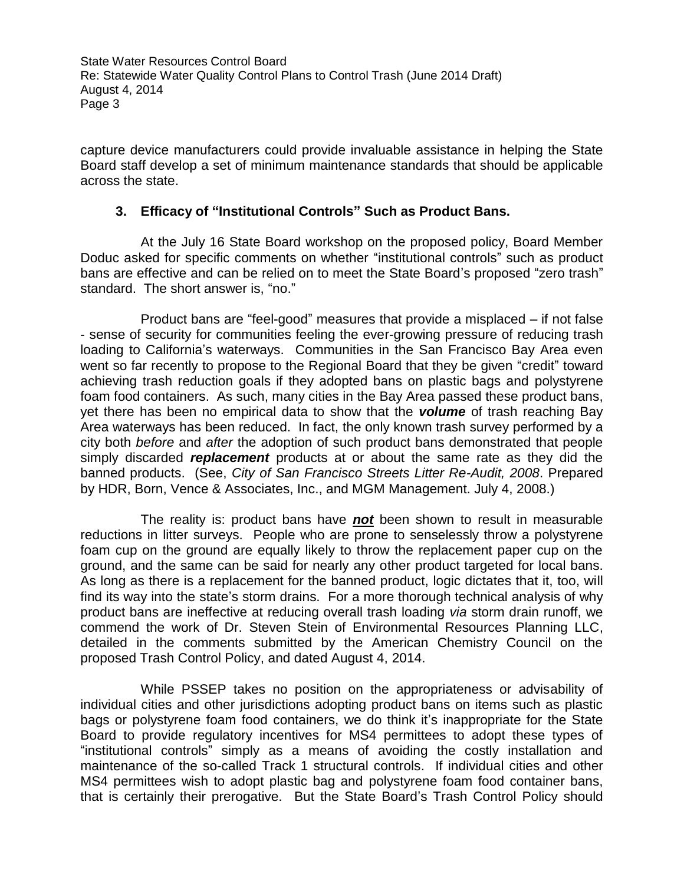capture device manufacturers could provide invaluable assistance in helping the State Board staff develop a set of minimum maintenance standards that should be applicable across the state.

### 3. Efficacy of "Institutional Controls" Such as Product Bans.

At the July 16 State Board workshop on the proposed policy, Board Member Doduc asked for specific comments on whether "institutional controls" such as product bans are effective and can be relied on to meet the State Board's proposed "zero trash" standard. The short answer is, "no."

Product bans are "feel-good" measures that provide a misplaced – if not false - sense of security for communities feeling the ever-growing pressure of reducing trash loading to California's waterways. Communities in the San Francisco Bay Area even went so far recently to propose to the Regional Board that they be given "credit" toward achieving trash reduction goals if they adopted bans on plastic bags and polystyrene foam food containers. As such, many cities in the Bay Area passed these product bans, yet there has been no empirical data to show that the ***volume*** of trash reaching Bay Area waterways has been reduced. In fact, the only known trash survey performed by a city both *before* and *after* the adoption of such product bans demonstrated that people simply discarded ***replacement*** products at or about the same rate as they did the banned products. (See, *City of San Francisco Streets Litter Re-Audit, 2008*. Prepared by HDR, Born, Vence & Associates, Inc., and MGM Management. July 4, 2008.)

The reality is: product bans have ***not*** been shown to result in measurable reductions in litter surveys. People who are prone to senselessly throw a polystyrene foam cup on the ground are equally likely to throw the replacement paper cup on the ground, and the same can be said for nearly any other product targeted for local bans. As long as there is a replacement for the banned product, logic dictates that it, too, will find its way into the state's storm drains. For a more thorough technical analysis of why product bans are ineffective at reducing overall trash loading *via* storm drain runoff, we commend the work of Dr. Steven Stein of Environmental Resources Planning LLC, detailed in the comments submitted by the American Chemistry Council on the proposed Trash Control Policy, and dated August 4, 2014.

While PSSEP takes no position on the appropriateness or advisability of individual cities and other jurisdictions adopting product bans on items such as plastic bags or polystyrene foam food containers, we do think it's inappropriate for the State Board to provide regulatory incentives for MS4 permittees to adopt these types of "institutional controls" simply as a means of avoiding the costly installation and maintenance of the so-called Track 1 structural controls. If individual cities and other MS4 permittees wish to adopt plastic bag and polystyrene foam food container bans, that is certainly their prerogative. But the State Board's Trash Control Policy should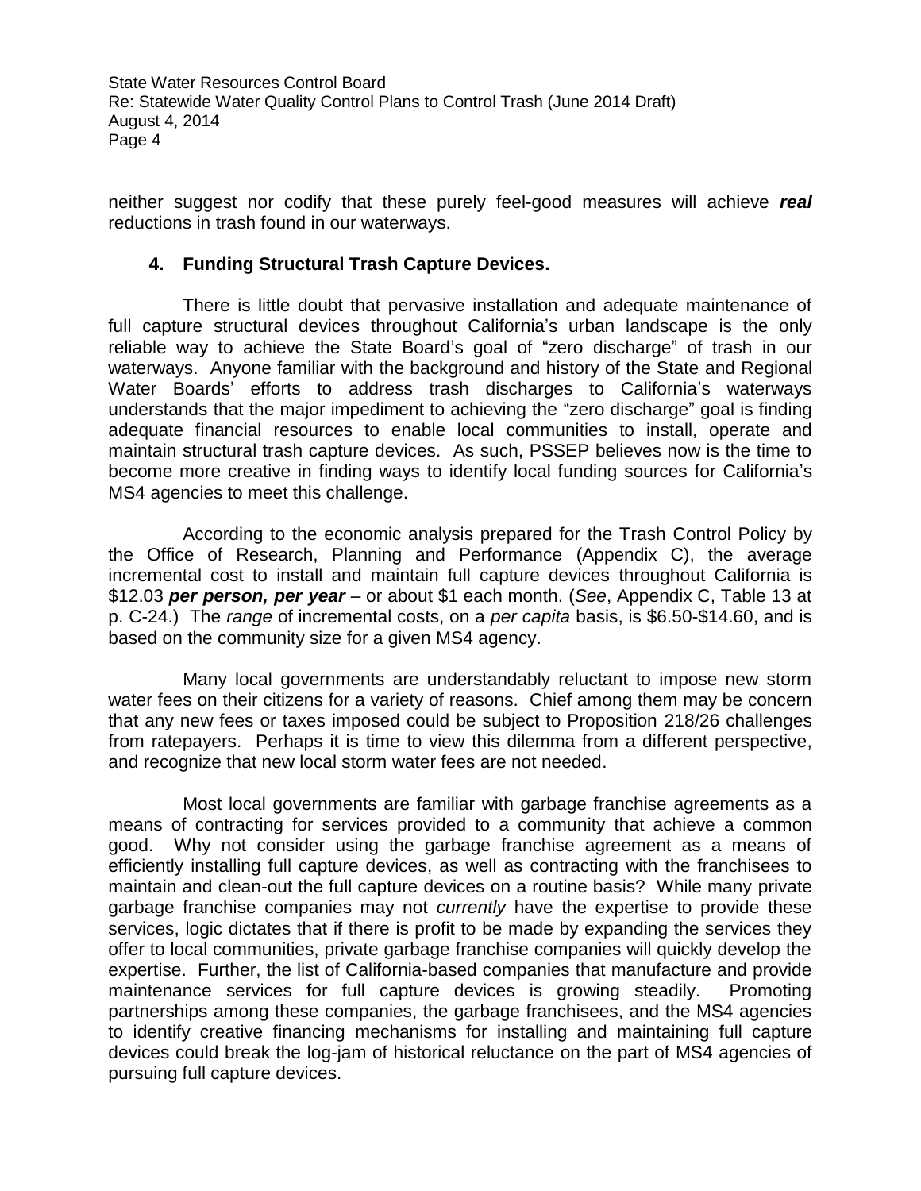neither suggest nor codify that these purely feel-good measures will achieve ***real*** reductions in trash found in our waterways.

## 4. Funding Structural Trash Capture Devices.

There is little doubt that pervasive installation and adequate maintenance of full capture structural devices throughout California's urban landscape is the only reliable way to achieve the State Board's goal of "zero discharge" of trash in our waterways. Anyone familiar with the background and history of the State and Regional Water Boards' efforts to address trash discharges to California's waterways understands that the major impediment to achieving the "zero discharge" goal is finding adequate financial resources to enable local communities to install, operate and maintain structural trash capture devices. As such, PSSEP believes now is the time to become more creative in finding ways to identify local funding sources for California's MS4 agencies to meet this challenge.

According to the economic analysis prepared for the Trash Control Policy by the Office of Research, Planning and Performance (Appendix C), the average incremental cost to install and maintain full capture devices throughout California is $12.03 ***per person, per year*** – or about $1 each month. (*See*, Appendix C, Table 13 at p. C-24.) The *range* of incremental costs, on a *per capita* basis, is $6.50-$14.60, and is based on the community size for a given MS4 agency.

Many local governments are understandably reluctant to impose new storm water fees on their citizens for a variety of reasons. Chief among them may be concern that any new fees or taxes imposed could be subject to Proposition 218/26 challenges from ratepayers. Perhaps it is time to view this dilemma from a different perspective, and recognize that new local storm water fees are not needed.

Most local governments are familiar with garbage franchise agreements as a means of contracting for services provided to a community that achieve a common good. Why not consider using the garbage franchise agreement as a means of efficiently installing full capture devices, as well as contracting with the franchisees to maintain and clean-out the full capture devices on a routine basis? While many private garbage franchise companies may not *currently* have the expertise to provide these services, logic dictates that if there is profit to be made by expanding the services they offer to local communities, private garbage franchise companies will quickly develop the expertise. Further, the list of California-based companies that manufacture and provide maintenance services for full capture devices is growing steadily. Promoting partnerships among these companies, the garbage franchisees, and the MS4 agencies to identify creative financing mechanisms for installing and maintaining full capture devices could break the log-jam of historical reluctance on the part of MS4 agencies of pursuing full capture devices.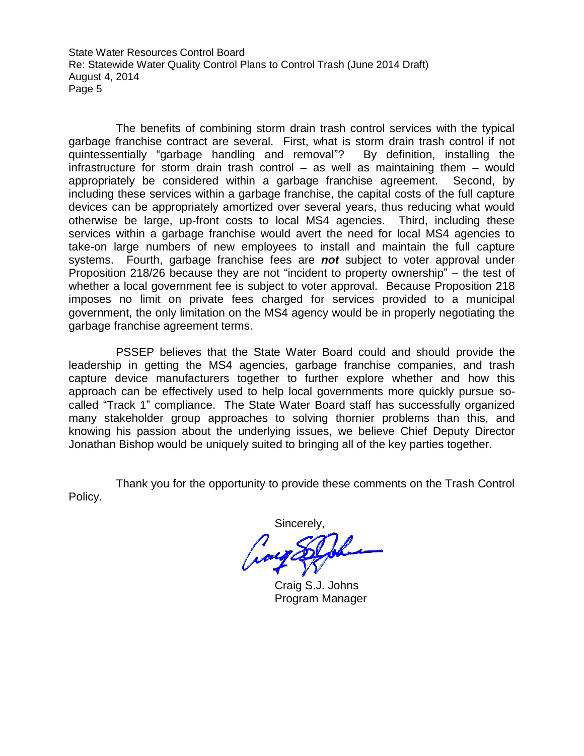The benefits of combining storm drain trash control services with the typical garbage franchise contract are several. First, what is storm drain trash control if not quintessentially "garbage handling and removal"? By definition, installing the infrastructure for storm drain trash control – as well as maintaining them – would appropriately be considered within a garbage franchise agreement. Second, by including these services within a garbage franchise, the capital costs of the full capture devices can be appropriately amortized over several years, thus reducing what would otherwise be large, up-front costs to local MS4 agencies. Third, including these services within a garbage franchise would avert the need for local MS4 agencies to take-on large numbers of new employees to install and maintain the full capture systems. Fourth, garbage franchise fees are ***not*** subject to voter approval under Proposition 218/26 because they are not "incident to property ownership" – the test of whether a local government fee is subject to voter approval. Because Proposition 218 imposes no limit on private fees charged for services provided to a municipal government, the only limitation on the MS4 agency would be in properly negotiating the garbage franchise agreement terms.

PSSEP believes that the State Water Board could and should provide the leadership in getting the MS4 agencies, garbage franchise companies, and trash capture device manufacturers together to further explore whether and how this approach can be effectively used to help local governments more quickly pursue so-called "Track 1" compliance. The State Water Board staff has successfully organized many stakeholder group approaches to solving thornier problems than this, and knowing his passion about the underlying issues, we believe Chief Deputy Director Jonathan Bishop would be uniquely suited to bringing all of the key parties together.

Thank you for the opportunity to provide these comments on the Trash Control Policy.

Sincerely,

Craig S.J. Johns
Program Manager